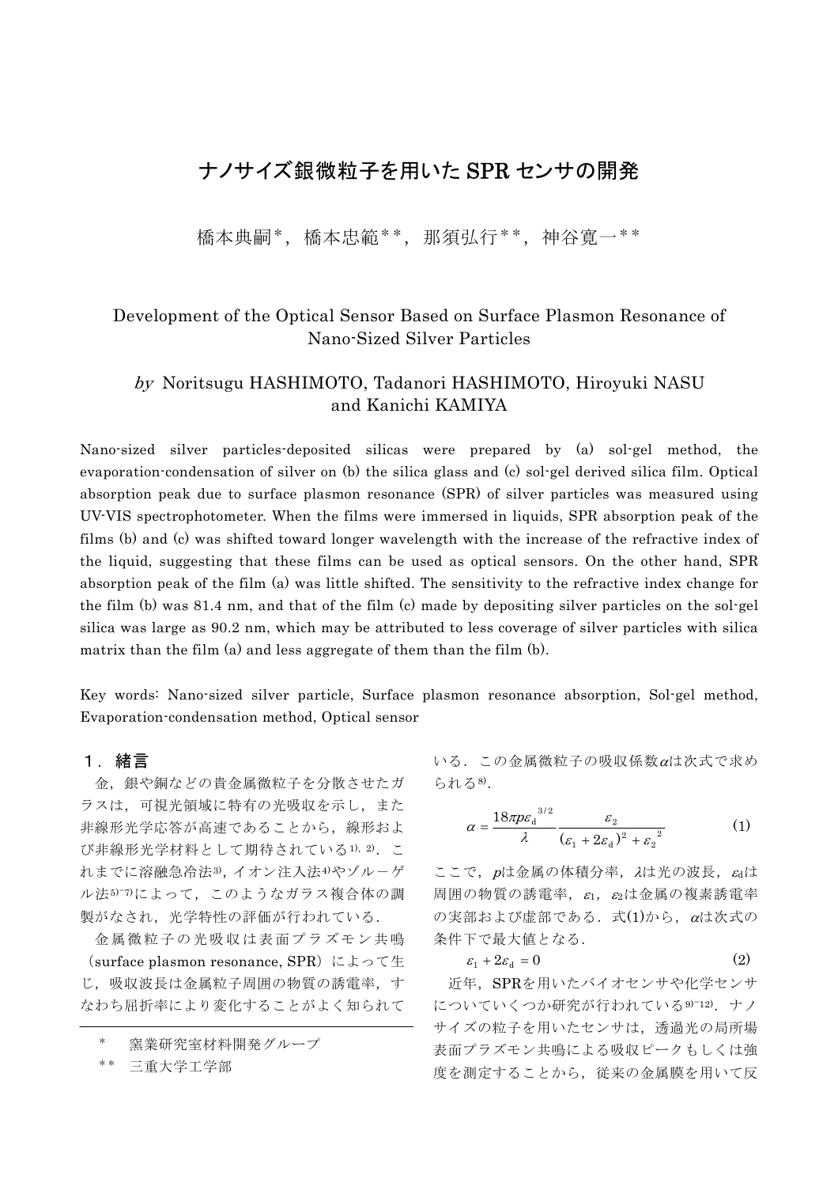# ナノサイズ銀微粒子を用いたSPRセンサの開発

橋本典嗣*，橋本忠範**，那須弘行**，神谷寛一**

## Development of the Optical Sensor Based on Surface Plasmon Resonance of Nano-Sized Silver Particles

*by* Noritsugu HASHIMOTO, Tadanori HASHIMOTO, Hiroyuki NASU and Kanichi KAMIYA

Nano-sized silver particles-deposited silicas were prepared by (a) sol-gel method, the evaporation-condensation of silver on (b) the silica glass and (c) sol-gel derived silica film. Optical absorption peak due to surface plasmon resonance (SPR) of silver particles was measured using UV-VIS spectrophotometer. When the films were immersed in liquids, SPR absorption peak of the films (b) and (c) was shifted toward longer wavelength with the increase of the refractive index of the liquid, suggesting that these films can be used as optical sensors. On the other hand, SPR absorption peak of the film (a) was little shifted. The sensitivity to the refractive index change for the film (b) was 81.4 nm, and that of the film (c) made by depositing silver particles on the sol-gel silica was large as 90.2 nm, which may be attributed to less coverage of silver particles with silica matrix than the film (a) and less aggregate of them than the film (b).

Key words: Nano-sized silver particle, Surface plasmon resonance absorption, Sol-gel method, Evaporation-condensation method, Optical sensor

## 1．緒言

金，銀や銅などの貴金属微粒子を分散させたガラスは，可視光領域に特有の光吸収を示し，また非線形光学応答が高速であることから，線形および非線形光学材料として期待されている[1), 2)]．これまでに溶融急冷法[3)]，イオン注入法[4)]やゾル－ゲル法[5)−7)]によって，このようなガラス複合体の調製がなされ，光学特性の評価が行われている．

金属微粒子の光吸収は表面プラズモン共鳴（surface plasmon resonance, SPR）によって生じ，吸収波長は金属粒子周囲の物質の誘電率，すなわち屈折率により変化することがよく知られている．この金属微粒子の吸収係数$\alpha$は次式で求められる[8)]．

$$\alpha = \frac{18\pi p \varepsilon_d^{\ 3/2}}{\lambda} \frac{\varepsilon_2}{(\varepsilon_1 + 2\varepsilon_d)^2 + \varepsilon_2^{\ 2}} \tag{1}$$

ここで，$p$は金属の体積分率，$\lambda$は光の波長，$\varepsilon_d$は周囲の物質の誘電率，$\varepsilon_1$，$\varepsilon_2$は金属の複素誘電率の実部および虚部である．式(1)から，$\alpha$は次式の条件下で最大値となる．

$$\varepsilon_1 + 2\varepsilon_d = 0 \tag{2}$$

近年，SPRを用いたバイオセンサや化学センサについていくつか研究が行われている[9)−12)]．ナノサイズの粒子を用いたセンサは，透過光の局所場表面プラズモン共鳴による吸収ピークもしくは強度を測定することから，従来の金属膜を用いて反

\* 窯業研究室材料開発グループ

\*\* 三重大学工学部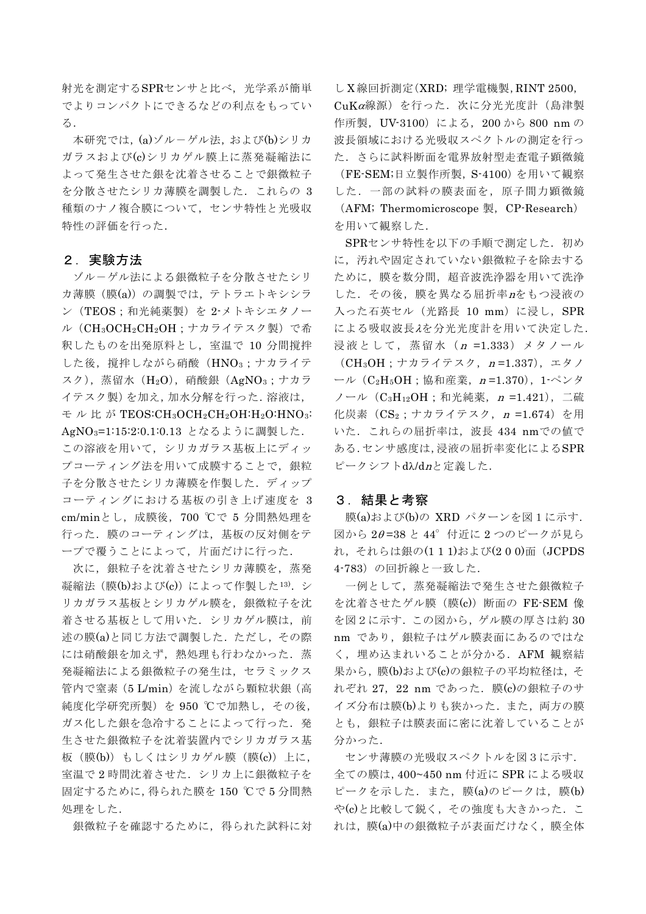射光を測定するSPRセンサと比べ，光学系が簡単でよりコンパクトにできるなどの利点をもっている．

本研究では，(a)ゾル－ゲル法，および(b)シリカガラスおよび(c)シリカゲル膜上に蒸発凝縮法によって発生させた銀を沈着させることで銀微粒子を分散させたシリカ薄膜を調製した．これらの 3 種類のナノ複合膜について，センサ特性と光吸収特性の評価を行った．

## ２．実験方法

ゾル－ゲル法による銀微粒子を分散させたシリカ薄膜（膜(a)）の調製では，テトラエトキシシラン（TEOS；和光純薬製）を 2-メトキシエタノール（$CH_3OCH_2CH_2OH$；ナカライテスク製）で希釈したものを出発原料とし，室温で 10 分間撹拌した後，撹拌しながら硝酸（$HNO_3$；ナカライテスク），蒸留水（$H_2O$），硝酸銀（$AgNO_3$；ナカライテスク製）を加え，加水分解を行った．溶液は，モル比が TEOS:$CH_3OCH_2CH_2OH$:$H_2O$:$HNO_3$:$AgNO_3$=1:15:2:0.1:0.13 となるように調製した．この溶液を用いて，シリカガラス基板上にディップコーティング法を用いて成膜することで，銀粒子を分散させたシリカ薄膜を作製した．ディップコーティングにおける基板の引き上げ速度を 3 cm/minとし，成膜後，700 ℃で 5 分間熱処理を行った．膜のコーティングは，基板の反対側をテープで覆うことによって，片面だけに行った．

次に，銀粒子を沈着させたシリカ薄膜を，蒸発凝縮法（膜(b)および(c)）によって作製した[13]．シリカガラス基板とシリカゲル膜を，銀微粒子を沈着させる基板として用いた．シリカゲル膜は，前述の膜(a)と同じ方法で調製した．ただし，その際には硝酸銀を加えず，熱処理も行わなかった．蒸発凝縮法による銀微粒子の発生は，セラミックス管内で窒素（5 L/min）を流しながら顆粒状銀（高純度化学研究所製）を 950 ℃で加熱し，その後，ガス化した銀を急冷することによって行った．発生させた銀微粒子を沈着装置内でシリカガラス基板（膜(b)）もしくはシリカゲル膜（膜(c)）上に，室温で 2 時間沈着させた．シリカ上に銀微粒子を固定するために，得られた膜を 150 ℃で 5 分間熱処理をした．

銀微粒子を確認するために，得られた試料に対しＸ線回折測定（XRD；理学電機製，RINT 2500，CuK$\alpha$線源）を行った．次に分光光度計（島津製作所製，UV-3100）による，200 から 800 nm の波長領域における光吸収スペクトルの測定を行った．さらに試料断面を電界放射型走査電子顕微鏡（FE-SEM;日立製作所製，S-4100）を用いて観察した．一部の試料の膜表面を，原子間力顕微鏡（AFM；Thermomicroscope 製，CP-Research）を用いて観察した．

SPRセンサ特性を以下の手順で測定した．初めに，汚れや固定されていない銀微粒子を除去するために，膜を数分間，超音波洗浄器を用いて洗浄した．その後，膜を異なる屈折率$n$をもつ浸液の入った石英セル（光路長 10 mm）に浸し，SPR による吸収波長$\lambda$を分光光度計を用いて決定した．浸液として，蒸留水（$n$ =1.333）メタノール（$CH_3OH$；ナカライテスク，$n$=1.337），エタノール（$C_2H_5OH$；協和産業，$n$=1.370），1-ペンタノール（$C_5H_{12}OH$；和光純薬，$n$ =1.421），二硫化炭素（$CS_2$；ナカライテスク，$n$ =1.674）を用いた．これらの屈折率は，波長 434 nmでの値である．センサ感度は，浸液の屈折率変化によるSPRピークシフト$d\lambda/dn$と定義した．

## ３．結果と考察

膜(a)および(b)の XRD パターンを図 1 に示す．図から $2\theta$=38 と 44° 付近に 2 つのピークが見られ，それらは銀の(1 1 1)および(2 0 0)面（JCPDS 4-783）の回折線と一致した．

一例として，蒸発凝縮法で発生させた銀微粒子を沈着させたゲル膜（膜(c)）断面の FE-SEM 像を図 2 に示す．この図から，ゲル膜の厚さは約 30 nm であり，銀粒子はゲル膜表面にあるのではなく，埋め込まれいることが分かる．AFM 観察結果から，膜(b)および(c)の銀粒子の平均粒径は，それぞれ 27，22 nm であった．膜(c)の銀粒子のサイズ分布は膜(b)よりも狭かった．また，両方の膜とも，銀粒子は膜表面に密に沈着していることが分かった．

センサ薄膜の光吸収スペクトルを図 3 に示す．全ての膜は，400~450 nm 付近に SPR による吸収ピークを示した．また，膜(a)のピークは，膜(b)や(c)と比較して鋭く，その強度も大きかった．これは，膜(a)中の銀微粒子が表面だけなく，膜全体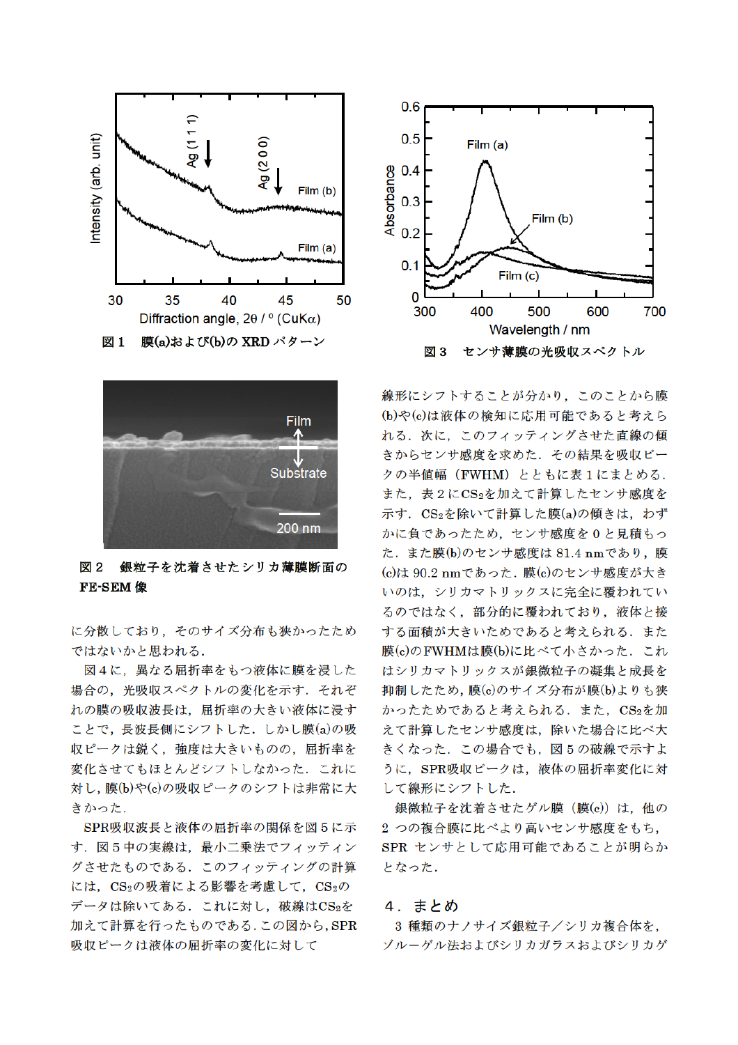図１　膜(a)および(b)の XRD パターン

図３　センサ薄膜の光吸収スペクトル

図２　銀粒子を沈着させたシリカ薄膜断面の FE-SEM 像

に分散しており，そのサイズ分布も狭かったためではないかと思われる．

図４に，異なる屈折率をもつ液体に膜を浸した場合の，光吸収スペクトルの変化を示す．それぞれの膜の吸収波長は，屈折率の大きい液体に浸すことで，長波長側にシフトした．しかし膜(a)の吸収ピークは鋭く，強度は大きいものの，屈折率を変化させてもほとんどシフトしなかった．これに対し，膜(b)や(c)の吸収ピークのシフトは非常に大きかった．

SPR吸収波長と液体の屈折率の関係を図５に示す．図５中の実線は，最小二乗法でフィッティングさせたものである．このフィッティングの計算には，$CS_2$の吸着による影響を考慮して，$CS_2$のデータは除いてある．これに対し，破線は$CS_2$を加えて計算を行ったものである．この図から，SPR吸収ピークは液体の屈折率の変化に対して線形にシフトすることが分かり，このことから膜(b)や(c)は液体の検知に応用可能であると考えられる．次に，このフィッティングさせた直線の傾きからセンサ感度を求めた．その結果を吸収ピークの半値幅（FWHM）とともに表１にまとめる．また，表２に$CS_2$を加えて計算したセンサ感度を示す．$CS_2$を除いて計算した膜(a)の傾きは，わずかに負であったため，センサ感度を０と見積もった．また膜(b)のセンサ感度は 81.4 nmであり，膜(c)は 90.2 nmであった．膜(c)のセンサ感度が大きいのは，シリカマトリックスに完全に覆われているのではなく，部分的に覆われており，液体と接する面積が大きいためであると考えられる．また膜(c)のFWHMは膜(b)に比べて小さかった．これはシリカマトリックスが銀微粒子の凝集と成長を抑制したため，膜(c)のサイズ分布が膜(b)よりも狭かったためであると考えられる．また，$CS_2$を加えて計算したセンサ感度は，除いた場合に比べ大きくなった．この場合でも，図５の破線で示すように，SPR吸収ピークは，液体の屈折率変化に対して線形にシフトした．

銀微粒子を沈着させたゲル膜（膜(c)）は，他の２つの複合膜に比べより高いセンサ感度をもち，SPR センサとして応用可能であることが明らかとなった．

## ４．まとめ

３種類のナノサイズ銀粒子／シリカ複合体を，ゾルーゲル法およびシリカガラスおよびシリカゲ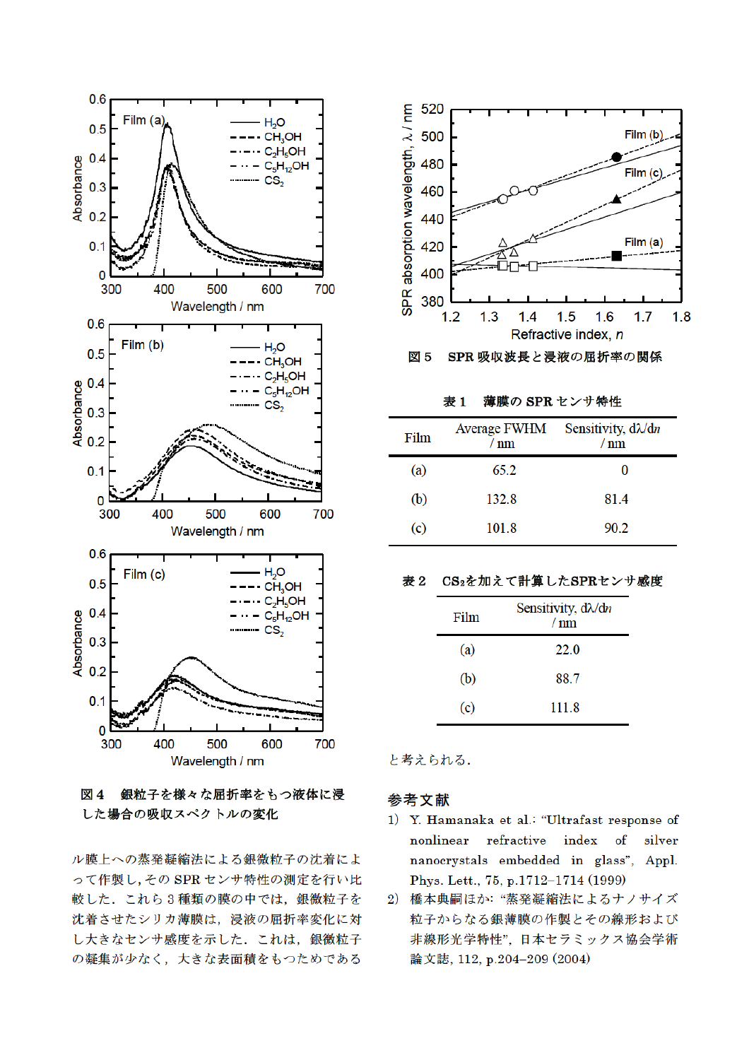図４　銀粒子を様々な屈折率をもつ液体に浸した場合の吸収スペクトルの変化

ル膜上への蒸発凝縮法による銀微粒子の沈着によって作製し，その SPR センサ特性の測定を行い比較した．これら３種類の膜の中では，銀微粒子を沈着させたシリカ薄膜は，浸液の屈折率変化に対し大きなセンサ感度を示した．これは，銀微粒子の凝集が少なく，大きな表面積をもつためであると考えられる．

図５　SPR 吸収波長と浸液の屈折率の関係

表１　薄膜の SPR センサ特性

| Film | Average FWHM / nm | Sensitivity, dλ/d*n* / nm |
|---|---|---|
| (a) | 65.2 | 0 |
| (b) | 132.8 | 81.4 |
| (c) | 101.8 | 90.2 |

表２　$CS_2$を加えて計算したSPRセンサ感度

| Film | Sensitivity, dλ/d*n* / nm |
|---|---|
| (a) | 22.0 |
| (b) | 88.7 |
| (c) | 111.8 |

## 参考文献

1) Y. Hamanaka et al.: "Ultrafast response of nonlinear refractive index of silver nanocrystals embedded in glass", Appl. Phys. Lett., 75, p.1712–1714 (1999)
2) 橋本典嗣ほか: "蒸発凝縮法によるナノサイズ粒子からなる銀薄膜の作製とその線形および非線形光学特性", 日本セラミックス協会学術論文誌, 112, p.204–209 (2004)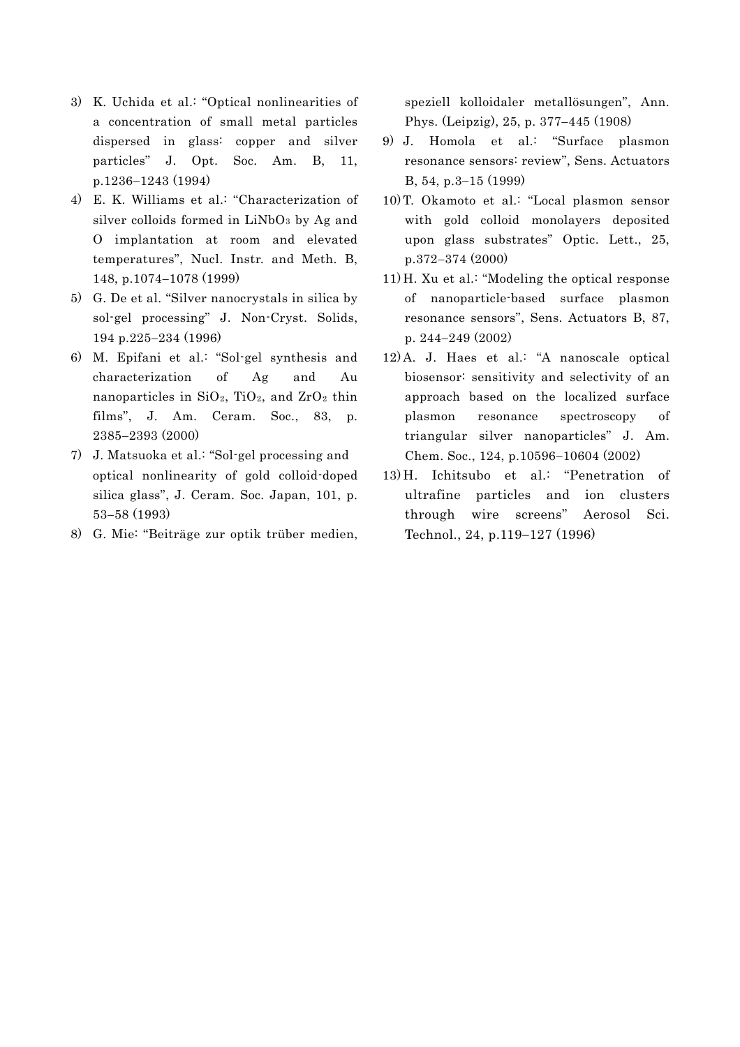3) K. Uchida et al.: "Optical nonlinearities of a concentration of small metal particles dispersed in glass: copper and silver particles" J. Opt. Soc. Am. B, 11, p.1236–1243 (1994)

4) E. K. Williams et al.: "Characterization of silver colloids formed in $LiNbO_3$ by Ag and O implantation at room and elevated temperatures", Nucl. Instr. and Meth. B, 148, p.1074–1078 (1999)

5) G. De et al. "Silver nanocrystals in silica by sol-gel processing" J. Non-Cryst. Solids, 194 p.225–234 (1996)

6) M. Epifani et al.: "Sol-gel synthesis and characterization of Ag and Au nanoparticles in $SiO_2$, $TiO_2$, and $ZrO_2$ thin films", J. Am. Ceram. Soc., 83, p. 2385–2393 (2000)

7) J. Matsuoka et al.: "Sol-gel processing and optical nonlinearity of gold colloid-doped silica glass", J. Ceram. Soc. Japan, 101, p. 53–58 (1993)

8) G. Mie: "Beiträge zur optik trüber medien, speziell kolloidaler metallösungen", Ann. Phys. (Leipzig), 25, p. 377–445 (1908)

9) J. Homola et al.: "Surface plasmon resonance sensors: review", Sens. Actuators B, 54, p.3–15 (1999)

10) T. Okamoto et al.: "Local plasmon sensor with gold colloid monolayers deposited upon glass substrates" Optic. Lett., 25, p.372–374 (2000)

11) H. Xu et al.: "Modeling the optical response of nanoparticle-based surface plasmon resonance sensors", Sens. Actuators B, 87, p. 244–249 (2002)

12) A. J. Haes et al.: "A nanoscale optical biosensor: sensitivity and selectivity of an approach based on the localized surface plasmon resonance spectroscopy of triangular silver nanoparticles" J. Am. Chem. Soc., 124, p.10596–10604 (2002)

13) H. Ichitsubo et al.: "Penetration of ultrafine particles and ion clusters through wire screens" Aerosol Sci. Technol., 24, p.119–127 (1996)